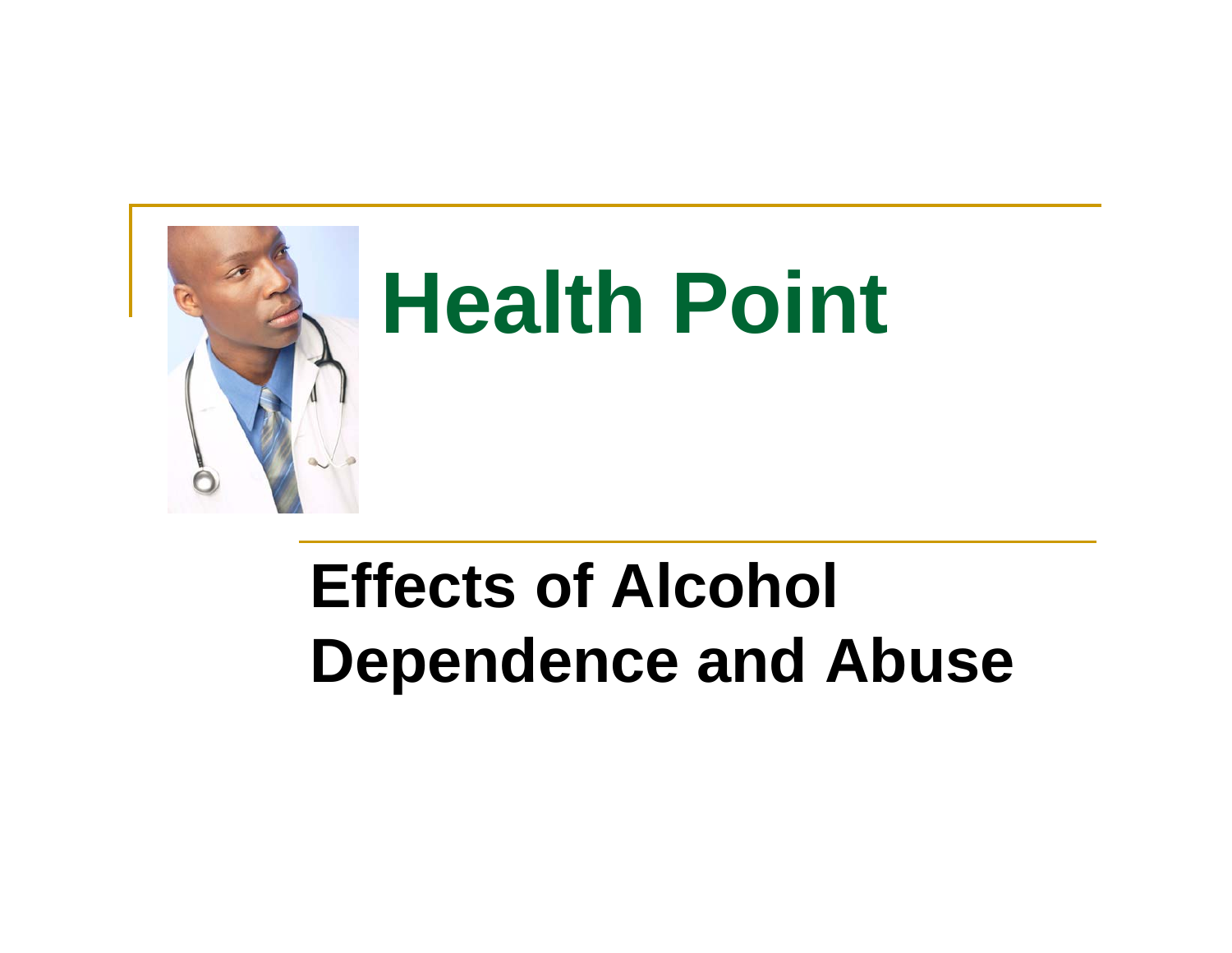# Health Point

## Effects of Alcohol Dependence and Abuse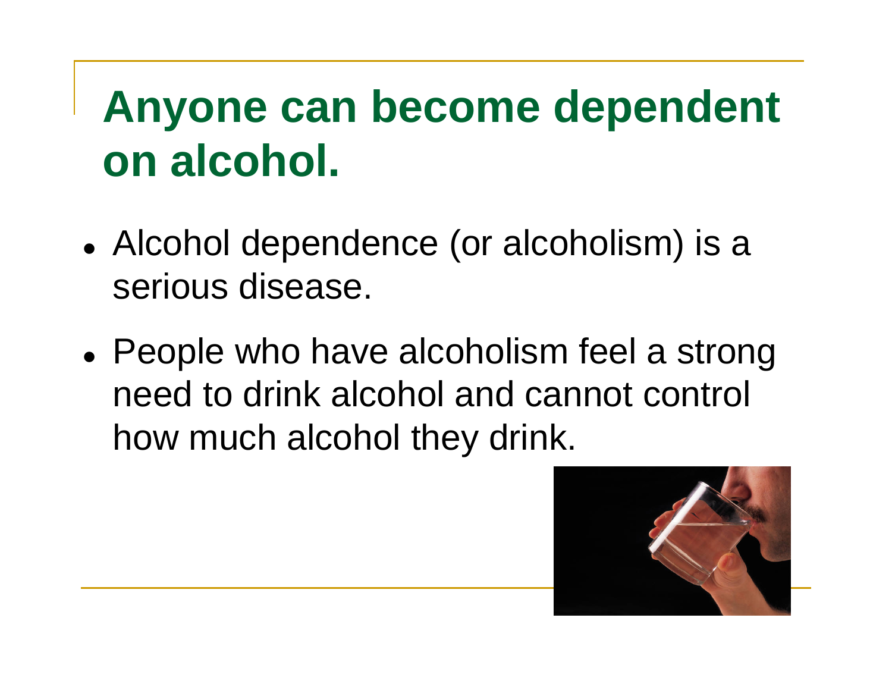# Anyone can become dependent on alcohol.

- Alcohol dependence (or alcoholism) is a serious disease.
- People who have alcoholism feel a strong need to drink alcohol and cannot control how much alcohol they drink.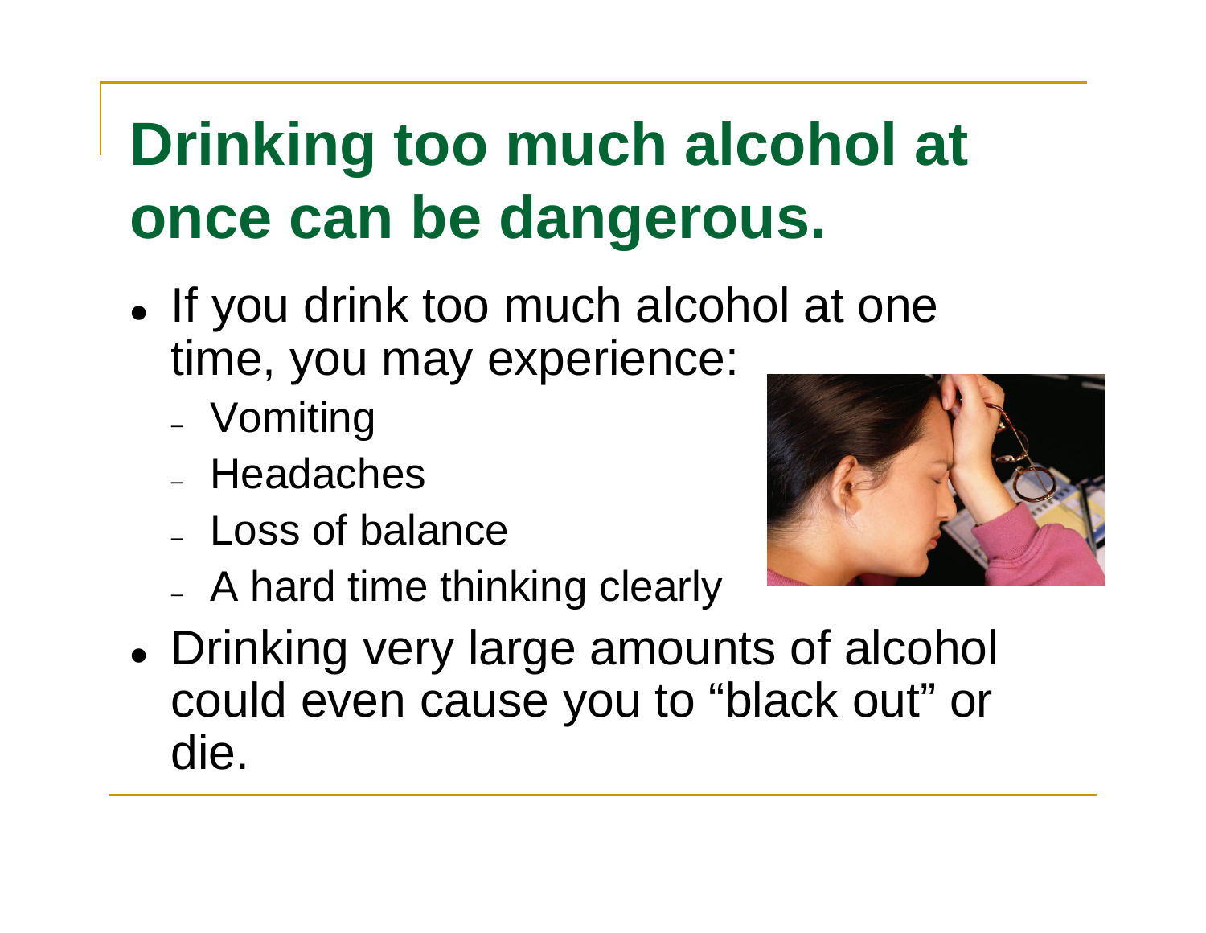# Drinking too much alcohol at once can be dangerous.

- If you drink too much alcohol at one time, you may experience:
  - Vomiting
  - Headaches
  - Loss of balance
  - A hard time thinking clearly
- Drinking very large amounts of alcohol could even cause you to "black out" or die.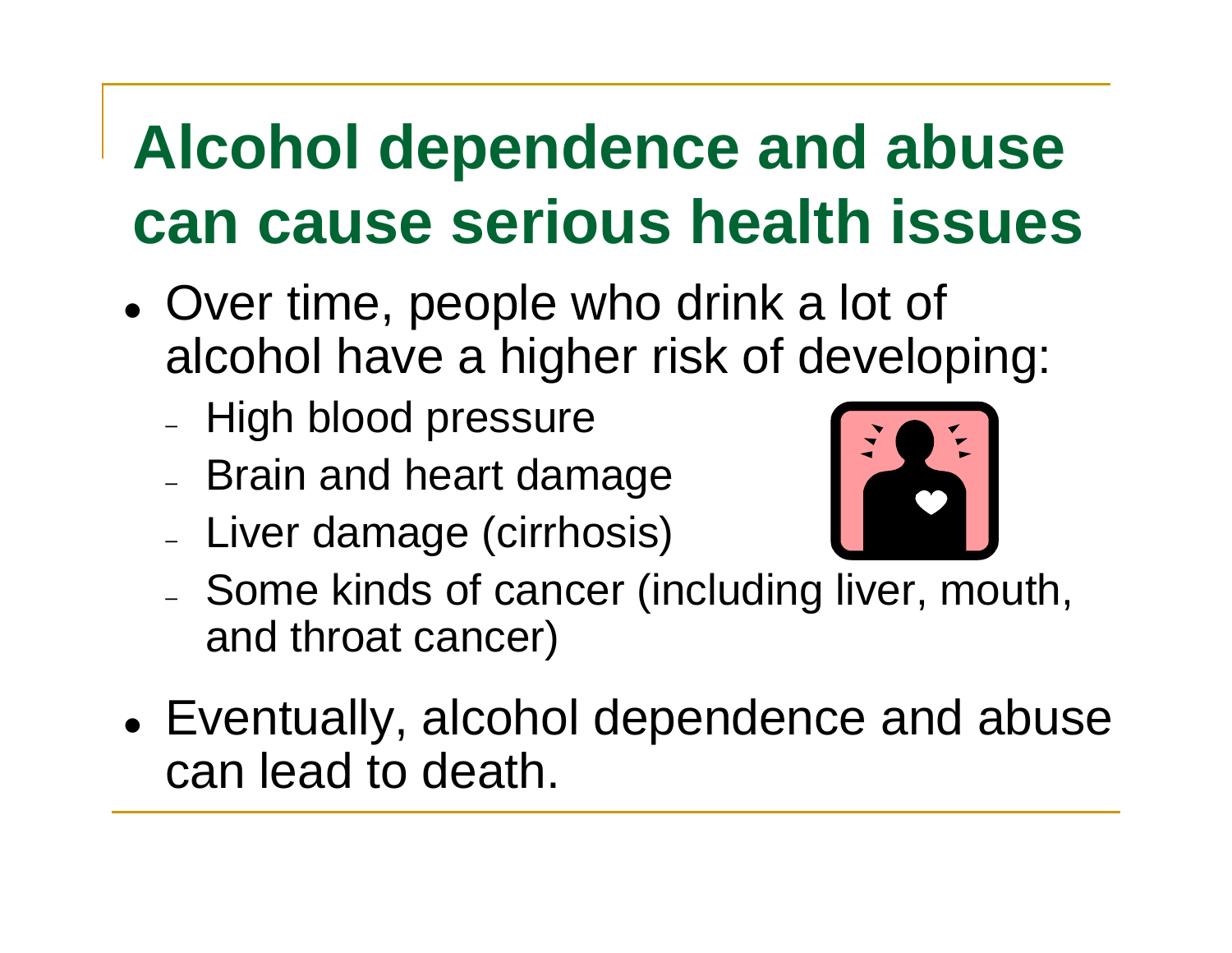# Alcohol dependence and abuse can cause serious health issues

- Over time, people who drink a lot of alcohol have a higher risk of developing:
  - High blood pressure
  - Brain and heart damage
  - Liver damage (cirrhosis)
  - Some kinds of cancer (including liver, mouth, and throat cancer)
- Eventually, alcohol dependence and abuse can lead to death.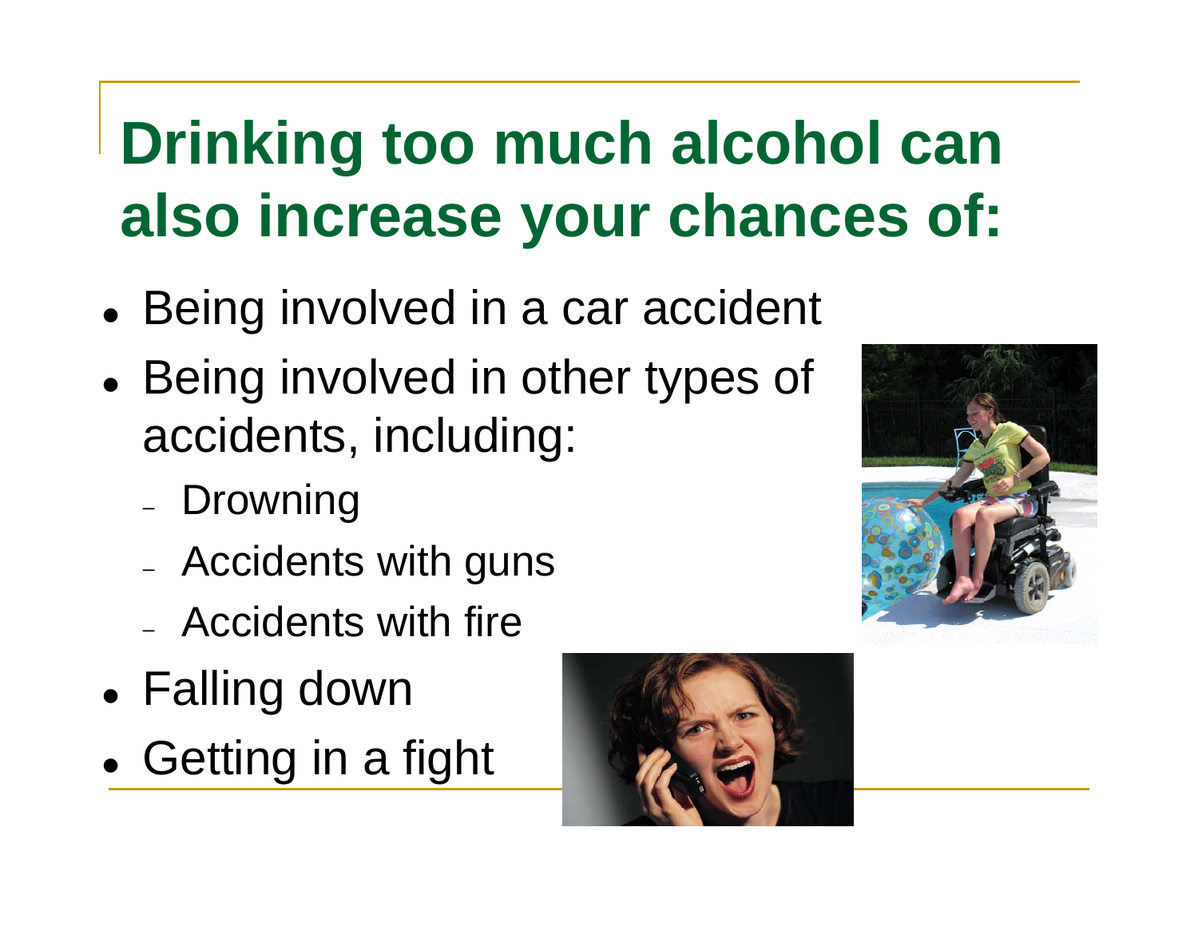# Drinking too much alcohol can also increase your chances of:

- Being involved in a car accident
- Being involved in other types of accidents, including:
  - Drowning
  - Accidents with guns
  - Accidents with fire
- Falling down
- Getting in a fight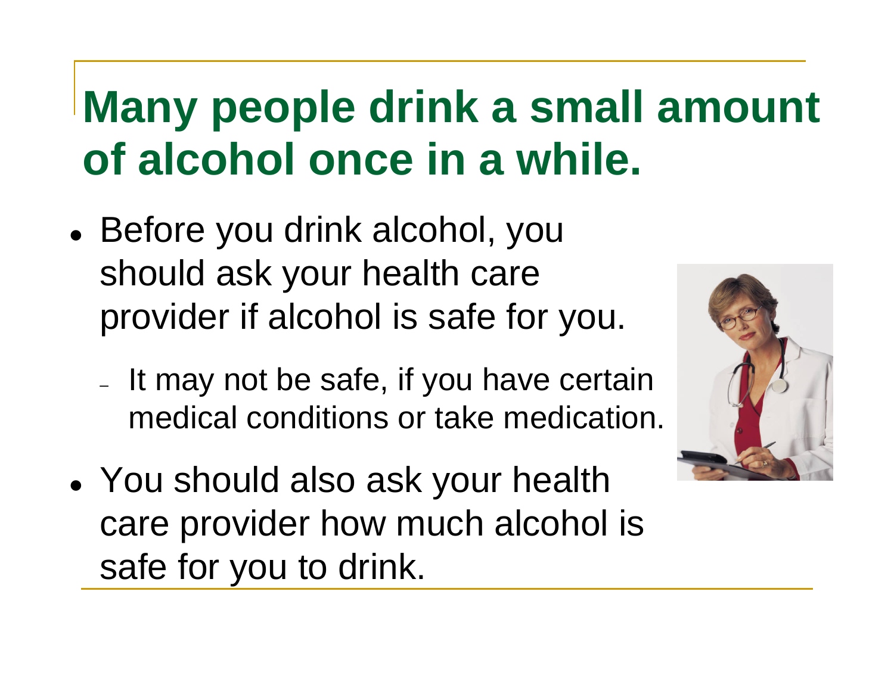# Many people drink a small amount of alcohol once in a while.

- Before you drink alcohol, you should ask your health care provider if alcohol is safe for you.
  - It may not be safe, if you have certain medical conditions or take medication.
- You should also ask your health care provider how much alcohol is safe for you to drink.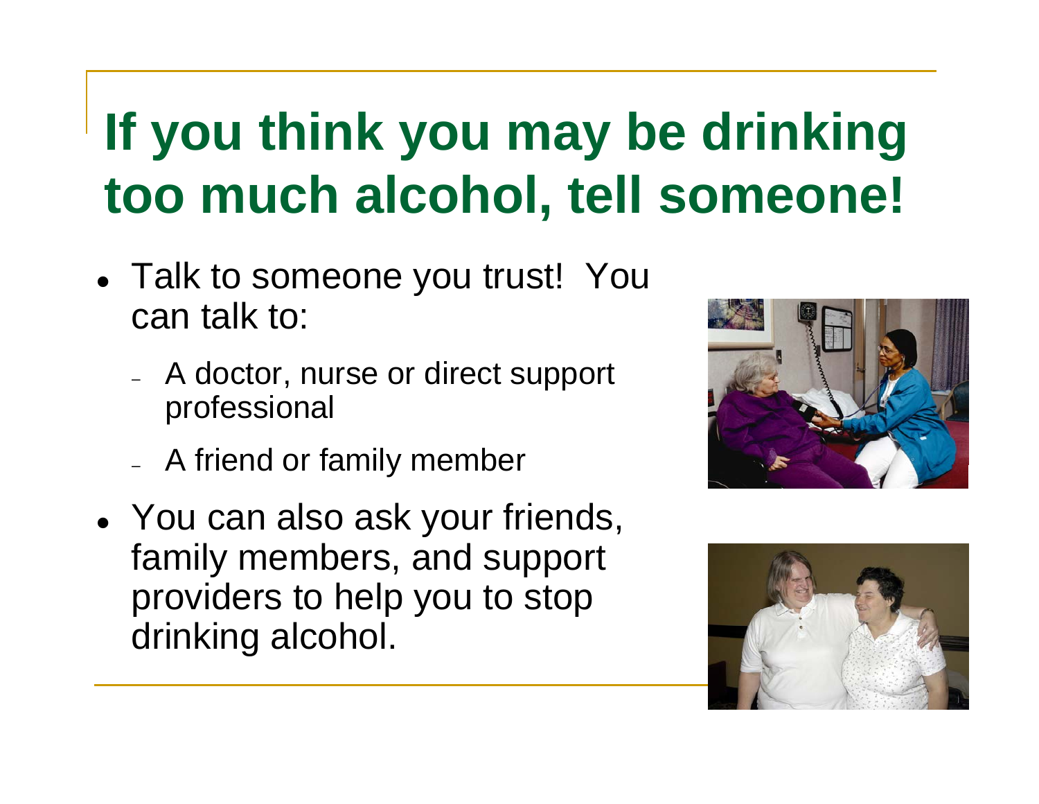# If you think you may be drinking too much alcohol, tell someone!

- Talk to someone you trust! You can talk to:
  - A doctor, nurse or direct support professional
  - A friend or family member
- You can also ask your friends, family members, and support providers to help you to stop drinking alcohol.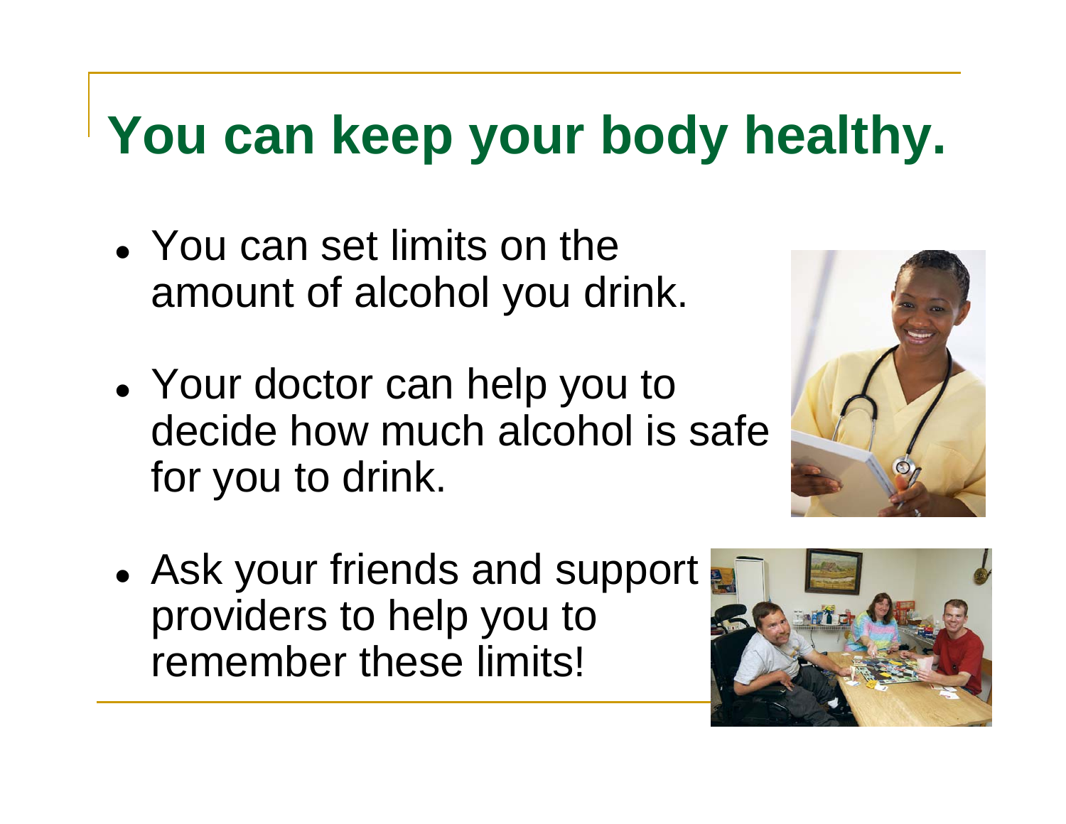# You can keep your body healthy.

- You can set limits on the amount of alcohol you drink.
- Your doctor can help you to decide how much alcohol is safe for you to drink.
- Ask your friends and support providers to help you to remember these limits!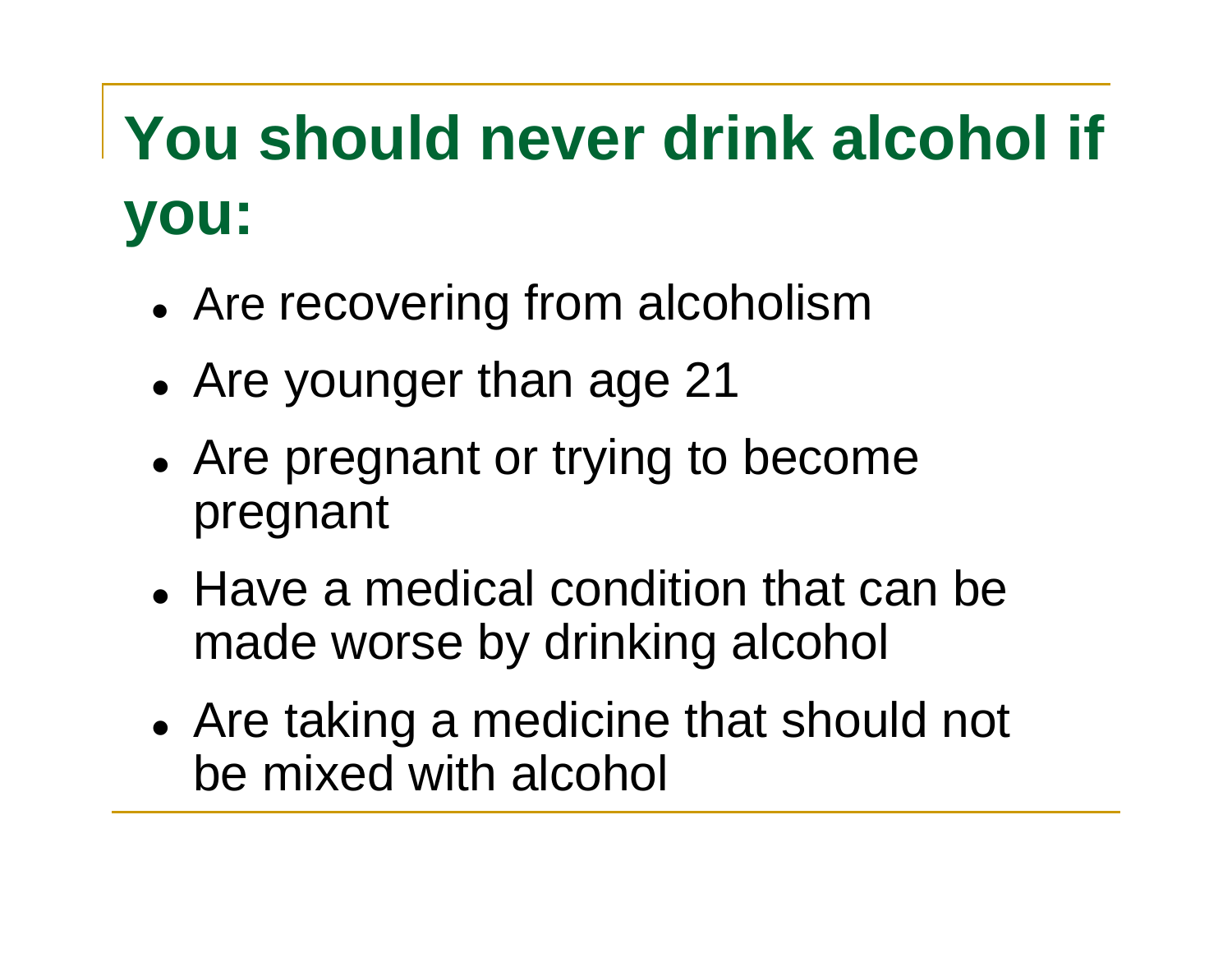# You should never drink alcohol if you:

- Are recovering from alcoholism
- Are younger than age 21
- Are pregnant or trying to become pregnant
- Have a medical condition that can be made worse by drinking alcohol
- Are taking a medicine that should not be mixed with alcohol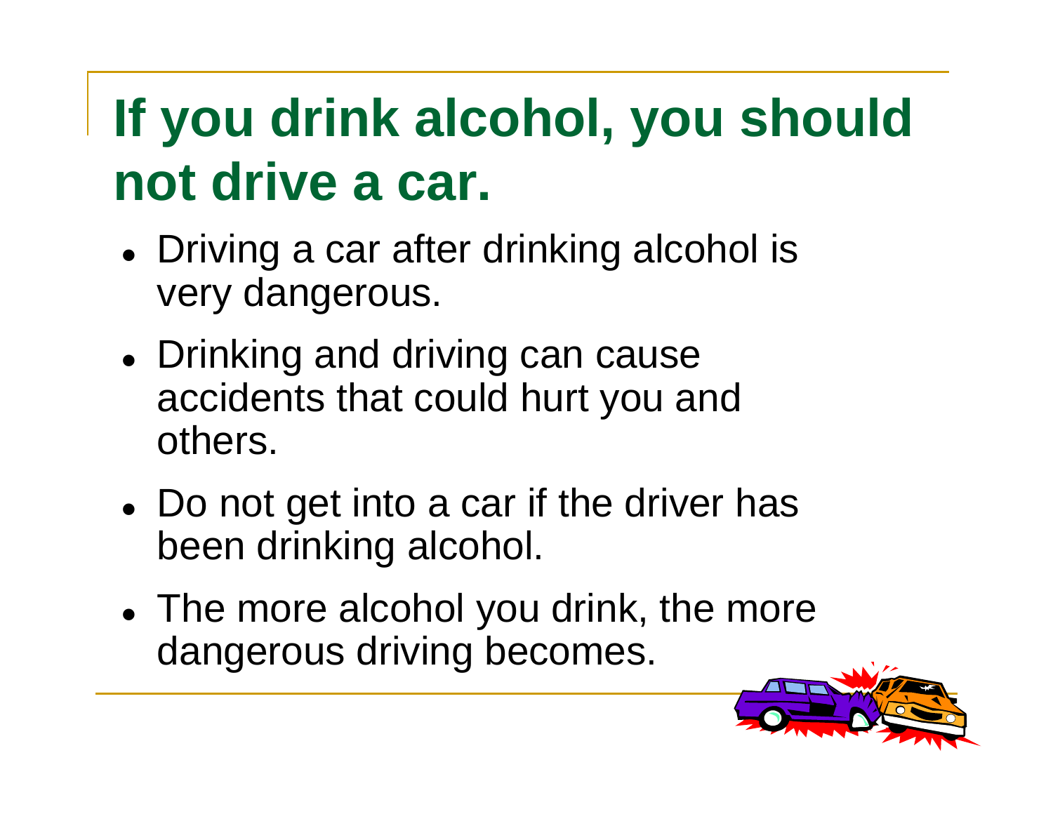# If you drink alcohol, you should not drive a car.

- Driving a car after drinking alcohol is very dangerous.
- Drinking and driving can cause accidents that could hurt you and others.
- Do not get into a car if the driver has been drinking alcohol.
- The more alcohol you drink, the more dangerous driving becomes.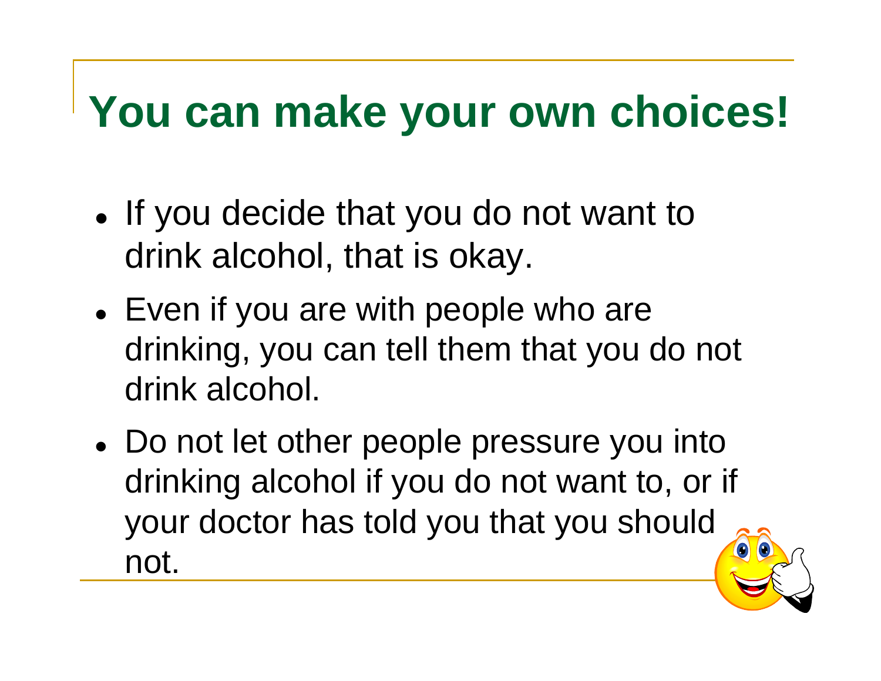# You can make your own choices!

- If you decide that you do not want to drink alcohol, that is okay.
- Even if you are with people who are drinking, you can tell them that you do not drink alcohol.
- Do not let other people pressure you into drinking alcohol if you do not want to, or if your doctor has told you that you should not.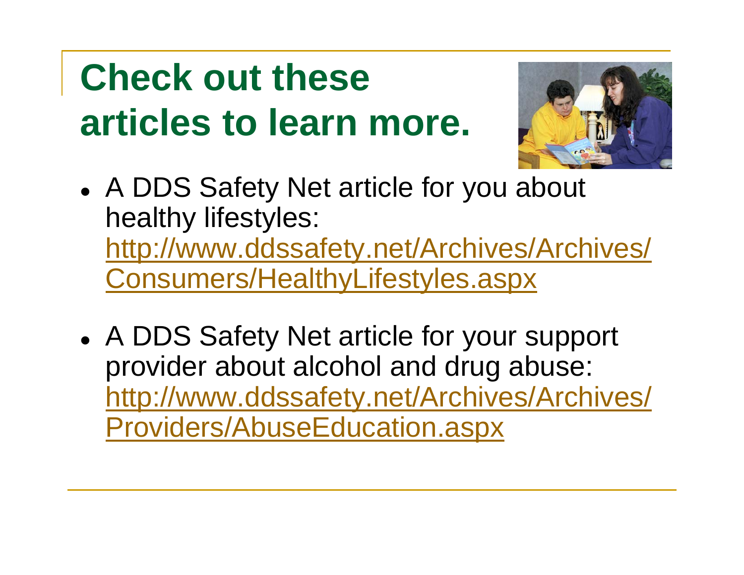# Check out these articles to learn more.

- A DDS Safety Net article for you about healthy lifestyles: [http://www.ddssafety.net/Archives/Archives/Consumers/HealthyLifestyles.aspx](http://www.ddssafety.net/Archives/Archives/Consumers/HealthyLifestyles.aspx)

- A DDS Safety Net article for your support provider about alcohol and drug abuse: [http://www.ddssafety.net/Archives/Archives/Providers/AbuseEducation.aspx](http://www.ddssafety.net/Archives/Archives/Providers/AbuseEducation.aspx)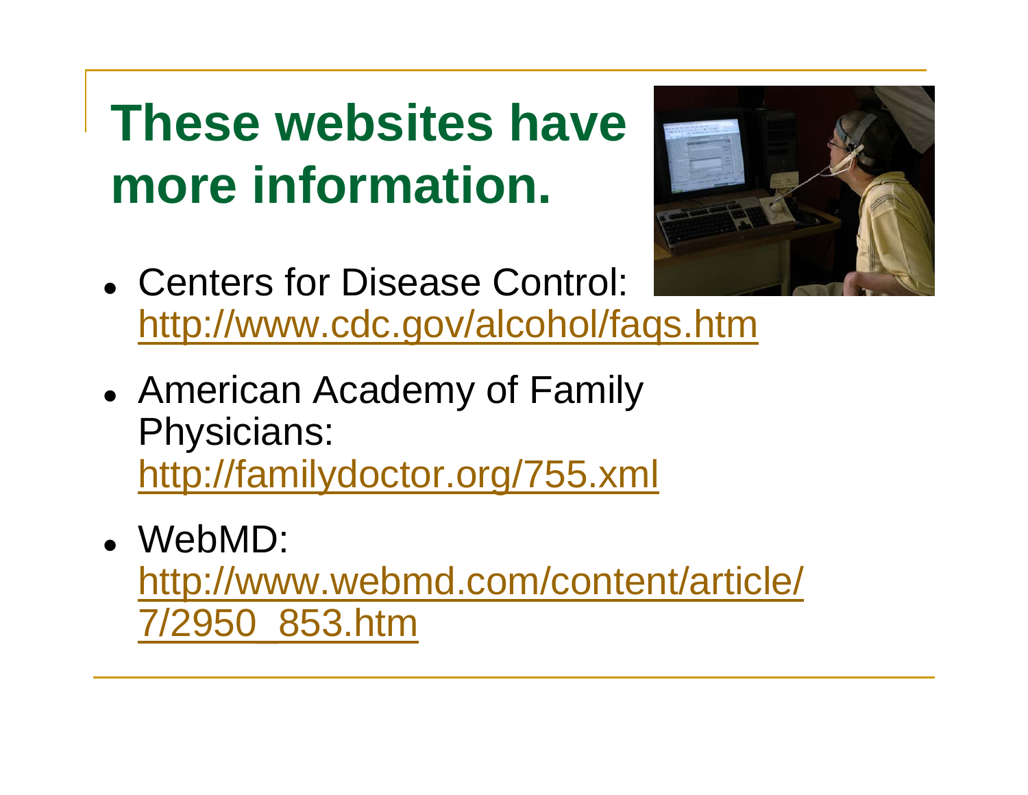# These websites have more information.

- Centers for Disease Control: http://www.cdc.gov/alcohol/faqs.htm
- American Academy of Family Physicians: http://familydoctor.org/755.xml
- WebMD: http://www.webmd.com/content/article/7/2950_853.htm